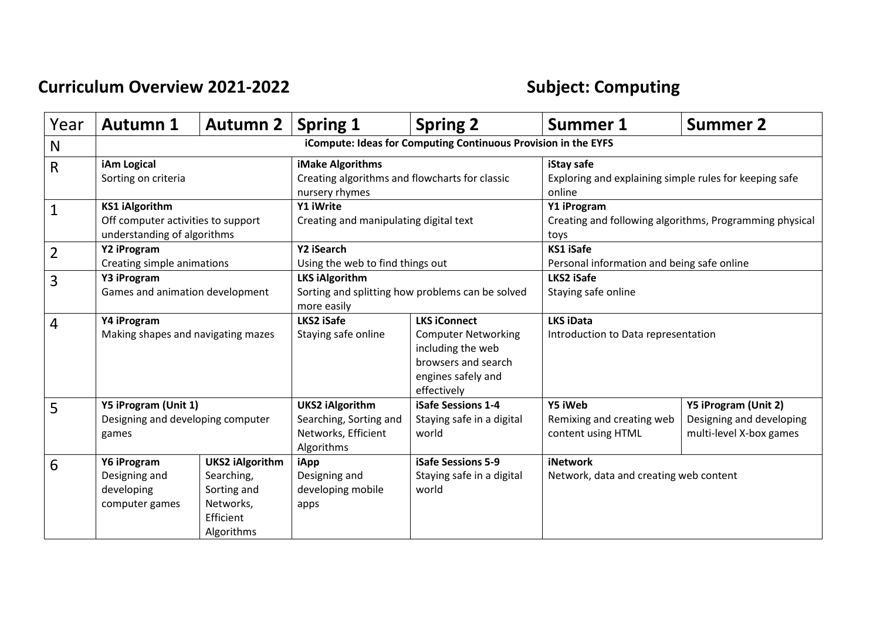# Curriculum Overview 2021-2022 Subject: Computing

| Year | Autumn 1 | Autumn 2 | Spring 1 | Spring 2 | Summer 1 | Summer 2 |
|---|---|---|---|---|---|---|
| N | **iCompute: Ideas for Computing Continuous Provision in the EYFS** | | | | | |
| R | **iAm Logical** Sorting on criteria | | **iMake Algorithms** Creating algorithms and flowcharts for classic nursery rhymes | | **iStay safe** Exploring and explaining simple rules for keeping safe online | |
| 1 | **KS1 iAlgorithm** Off computer activities to support understanding of algorithms | | **Y1 iWrite** Creating and manipulating digital text | | **Y1 iProgram** Creating and following algorithms, Programming physical toys | |
| 2 | **Y2 iProgram** Creating simple animations | | **Y2 iSearch** Using the web to find things out | | **KS1 iSafe** Personal information and being safe online | |
| 3 | **Y3 iProgram** Games and animation development | | **LKS iAlgorithm** Sorting and splitting how problems can be solved more easily | | **LKS2 iSafe** Staying safe online | |
| 4 | **Y4 iProgram** Making shapes and navigating mazes | | **LKS2 iSafe** Staying safe online | **LKS iConnect** Computer Networking including the web browsers and search engines safely and effectively | **LKS iData** Introduction to Data representation | |
| 5 | **Y5 iProgram (Unit 1)** Designing and developing computer games | | **UKS2 iAlgorithm** Searching, Sorting and Networks, Efficient Algorithms | **iSafe Sessions 1-4** Staying safe in a digital world | **Y5 iWeb** Remixing and creating web content using HTML | **Y5 iProgram (Unit 2)** Designing and developing multi-level X-box games |
| 6 | **Y6 iProgram** Designing and developing computer games | **UKS2 iAlgorithm** Searching, Sorting and Networks, Efficient Algorithms | **iApp** Designing and developing mobile apps | **iSafe Sessions 5-9** Staying safe in a digital world | **iNetwork** Network, data and creating web content | |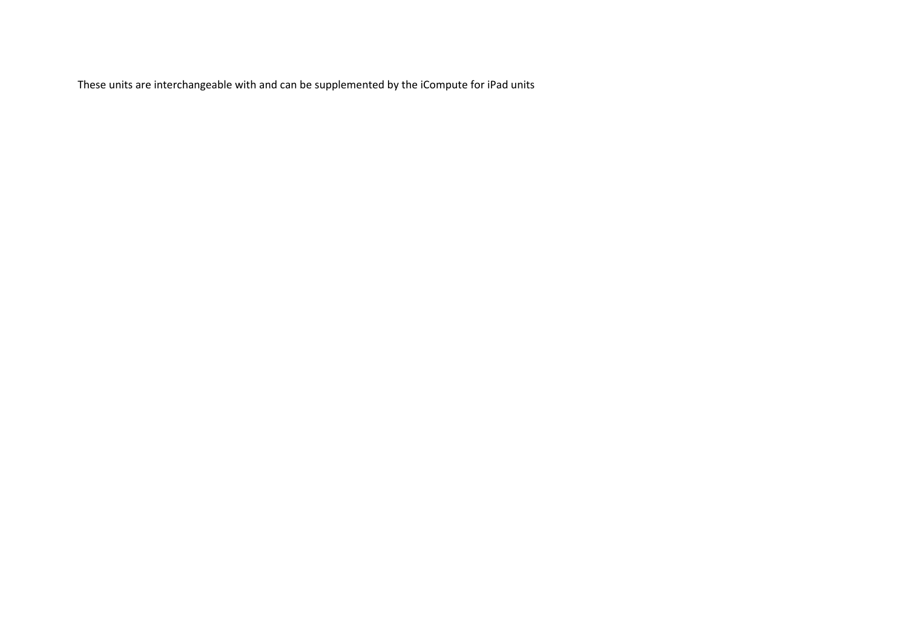These units are interchangeable with and can be supplemented by the iCompute for iPad units